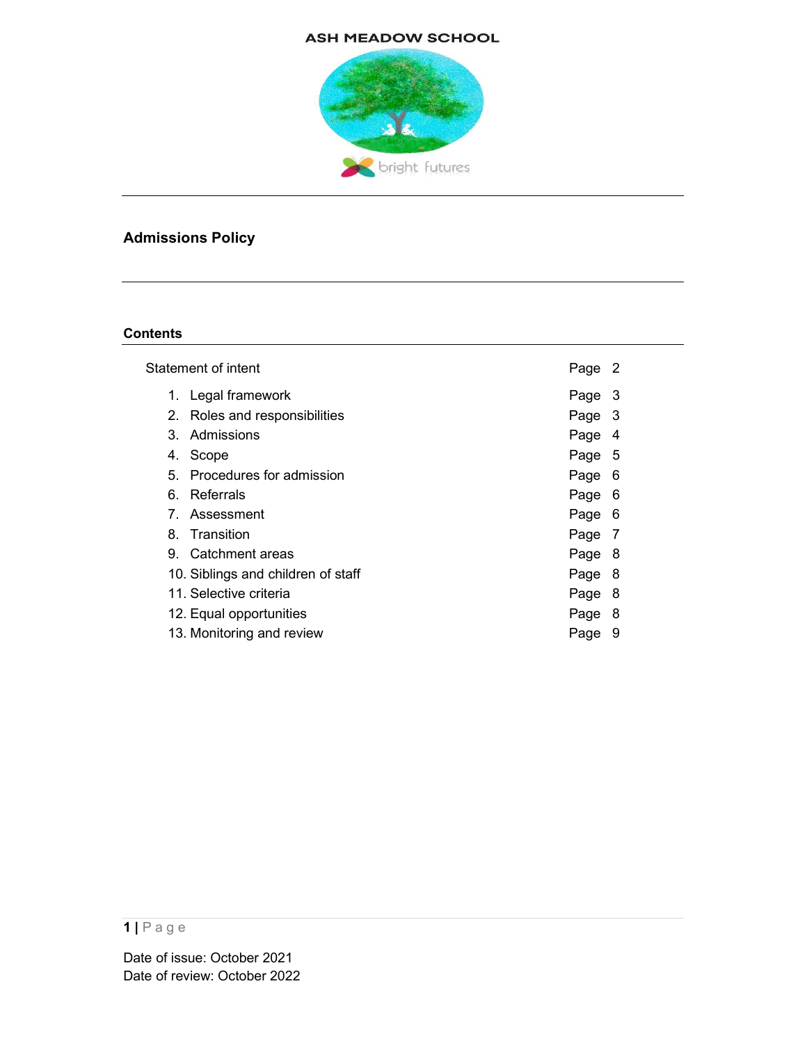ASH MEADOW SCHOOL

bright futures

# Admissions Policy

## Contents

| | |
|---|---|
| Statement of intent | Page 2 |
| 1. Legal framework | Page 3 |
| 2. Roles and responsibilities | Page 3 |
| 3. Admissions | Page 4 |
| 4. Scope | Page 5 |
| 5. Procedures for admission | Page 6 |
| 6. Referrals | Page 6 |
| 7. Assessment | Page 6 |
| 8. Transition | Page 7 |
| 9. Catchment areas | Page 8 |
| 10. Siblings and children of staff | Page 8 |
| 11. Selective criteria | Page 8 |
| 12. Equal opportunities | Page 8 |
| 13. Monitoring and review | Page 9 |

Date of issue: October 2021
Date of review: October 2022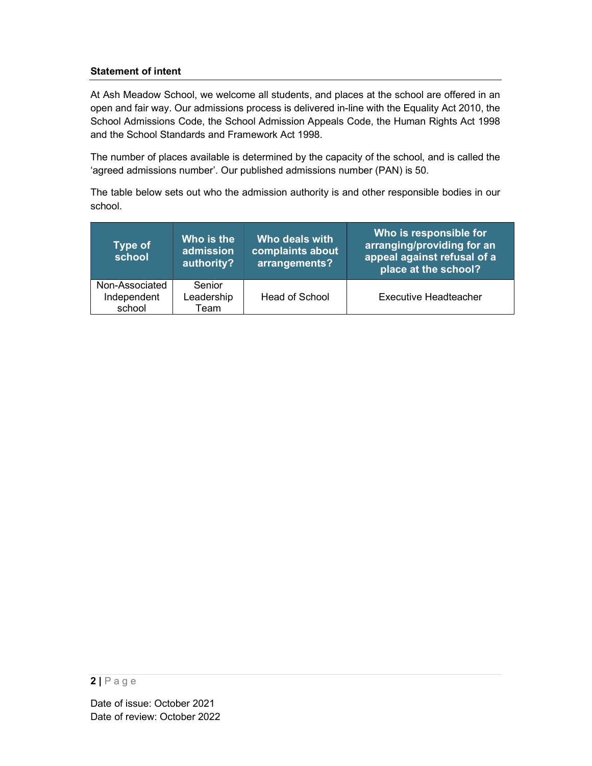**Statement of intent**

At Ash Meadow School, we welcome all students, and places at the school are offered in an open and fair way. Our admissions process is delivered in-line with the Equality Act 2010, the School Admissions Code, the School Admission Appeals Code, the Human Rights Act 1998 and the School Standards and Framework Act 1998.

The number of places available is determined by the capacity of the school, and is called the 'agreed admissions number'. Our published admissions number (PAN) is 50.

The table below sets out who the admission authority is and other responsible bodies in our school.

| Type of school | Who is the admission authority? | Who deals with complaints about arrangements? | Who is responsible for arranging/providing for an appeal against refusal of a place at the school? |
|---|---|---|---|
| Non-Associated Independent school | Senior Leadership Team | Head of School | Executive Headteacher |

Date of issue: October 2021
Date of review: October 2022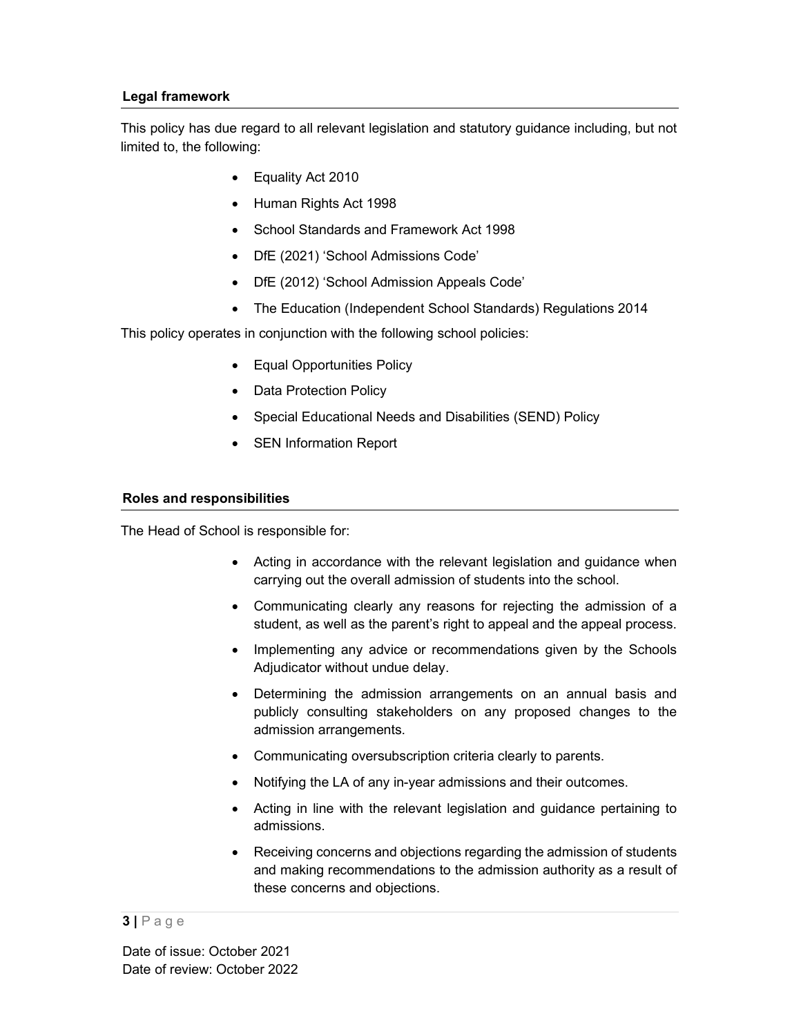## Legal framework

This policy has due regard to all relevant legislation and statutory guidance including, but not limited to, the following:

- Equality Act 2010
- Human Rights Act 1998
- School Standards and Framework Act 1998
- DfE (2021) 'School Admissions Code'
- DfE (2012) 'School Admission Appeals Code'
- The Education (Independent School Standards) Regulations 2014

This policy operates in conjunction with the following school policies:

- Equal Opportunities Policy
- Data Protection Policy
- Special Educational Needs and Disabilities (SEND) Policy
- SEN Information Report

## Roles and responsibilities

The Head of School is responsible for:

- Acting in accordance with the relevant legislation and guidance when carrying out the overall admission of students into the school.
- Communicating clearly any reasons for rejecting the admission of a student, as well as the parent's right to appeal and the appeal process.
- Implementing any advice or recommendations given by the Schools Adjudicator without undue delay.
- Determining the admission arrangements on an annual basis and publicly consulting stakeholders on any proposed changes to the admission arrangements.
- Communicating oversubscription criteria clearly to parents.
- Notifying the LA of any in-year admissions and their outcomes.
- Acting in line with the relevant legislation and guidance pertaining to admissions.
- Receiving concerns and objections regarding the admission of students and making recommendations to the admission authority as a result of these concerns and objections.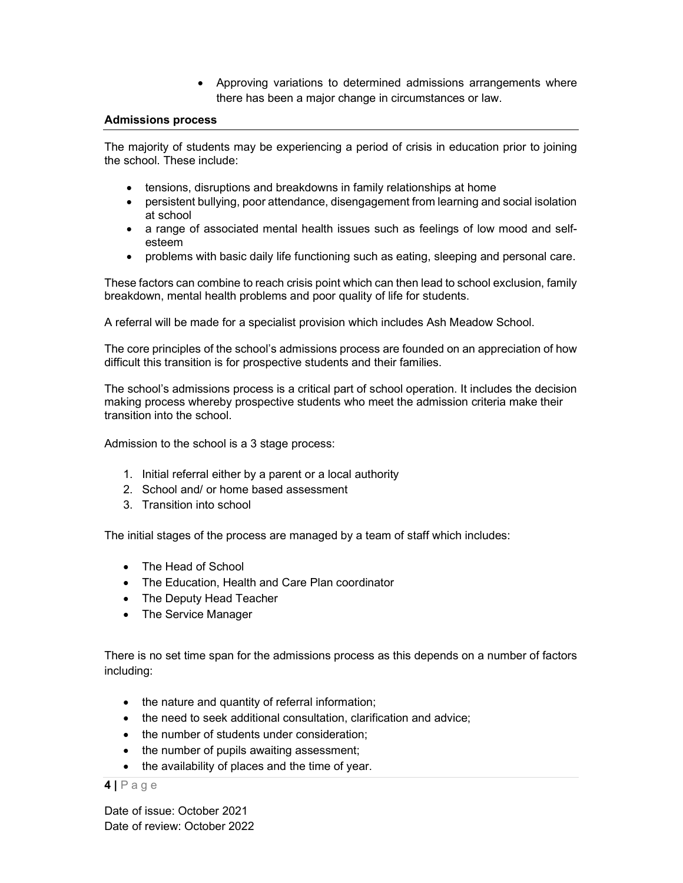- Approving variations to determined admissions arrangements where there has been a major change in circumstances or law.

**Admissions process**

The majority of students may be experiencing a period of crisis in education prior to joining the school. These include:

- tensions, disruptions and breakdowns in family relationships at home
- persistent bullying, poor attendance, disengagement from learning and social isolation at school
- a range of associated mental health issues such as feelings of low mood and self-esteem
- problems with basic daily life functioning such as eating, sleeping and personal care.

These factors can combine to reach crisis point which can then lead to school exclusion, family breakdown, mental health problems and poor quality of life for students.

A referral will be made for a specialist provision which includes Ash Meadow School.

The core principles of the school's admissions process are founded on an appreciation of how difficult this transition is for prospective students and their families.

The school's admissions process is a critical part of school operation. It includes the decision making process whereby prospective students who meet the admission criteria make their transition into the school.

Admission to the school is a 3 stage process:

1. Initial referral either by a parent or a local authority
2. School and/ or home based assessment
3. Transition into school

The initial stages of the process are managed by a team of staff which includes:

- The Head of School
- The Education, Health and Care Plan coordinator
- The Deputy Head Teacher
- The Service Manager

There is no set time span for the admissions process as this depends on a number of factors including:

- the nature and quantity of referral information;
- the need to seek additional consultation, clarification and advice;
- the number of students under consideration;
- the number of pupils awaiting assessment;
- the availability of places and the time of year.

Date of issue: October 2021
Date of review: October 2022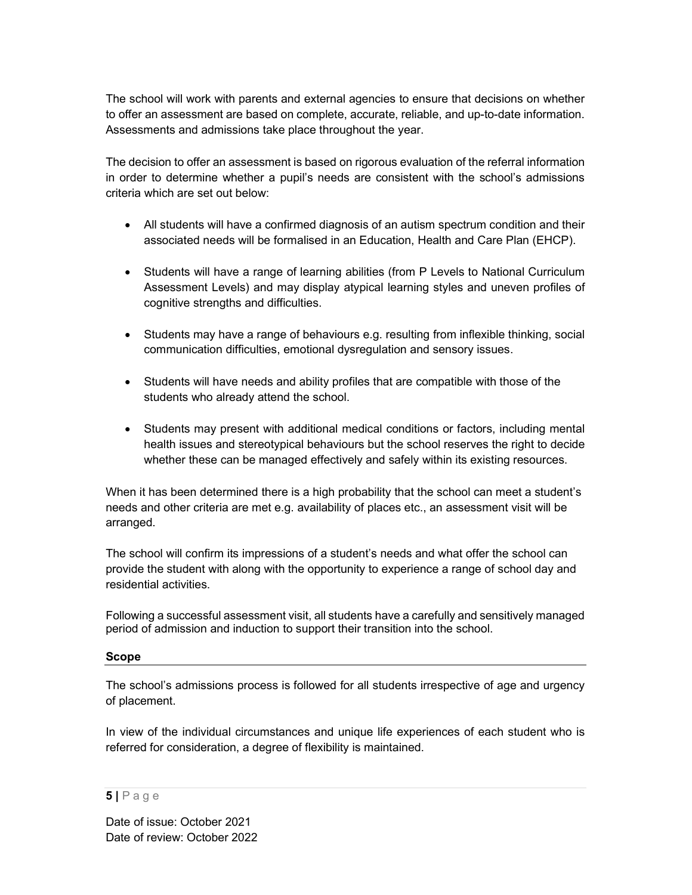The school will work with parents and external agencies to ensure that decisions on whether to offer an assessment are based on complete, accurate, reliable, and up-to-date information. Assessments and admissions take place throughout the year.

The decision to offer an assessment is based on rigorous evaluation of the referral information in order to determine whether a pupil's needs are consistent with the school's admissions criteria which are set out below:

- All students will have a confirmed diagnosis of an autism spectrum condition and their associated needs will be formalised in an Education, Health and Care Plan (EHCP).
- Students will have a range of learning abilities (from P Levels to National Curriculum Assessment Levels) and may display atypical learning styles and uneven profiles of cognitive strengths and difficulties.
- Students may have a range of behaviours e.g. resulting from inflexible thinking, social communication difficulties, emotional dysregulation and sensory issues.
- Students will have needs and ability profiles that are compatible with those of the students who already attend the school.
- Students may present with additional medical conditions or factors, including mental health issues and stereotypical behaviours but the school reserves the right to decide whether these can be managed effectively and safely within its existing resources.

When it has been determined there is a high probability that the school can meet a student's needs and other criteria are met e.g. availability of places etc., an assessment visit will be arranged.

The school will confirm its impressions of a student's needs and what offer the school can provide the student with along with the opportunity to experience a range of school day and residential activities.

Following a successful assessment visit, all students have a carefully and sensitively managed period of admission and induction to support their transition into the school.

**Scope**

The school's admissions process is followed for all students irrespective of age and urgency of placement.

In view of the individual circumstances and unique life experiences of each student who is referred for consideration, a degree of flexibility is maintained.

Date of issue: October 2021
Date of review: October 2022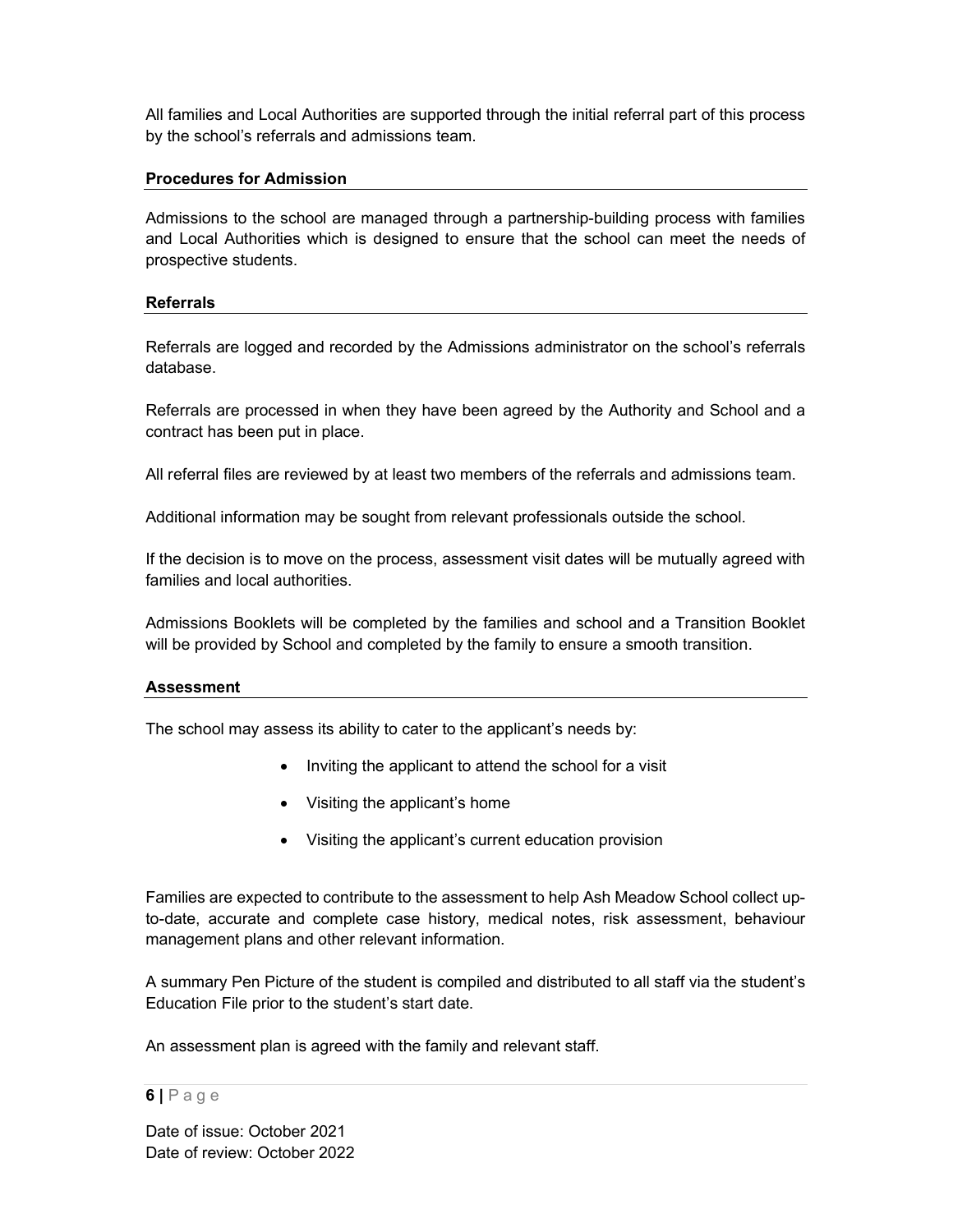All families and Local Authorities are supported through the initial referral part of this process by the school's referrals and admissions team.

## Procedures for Admission

Admissions to the school are managed through a partnership-building process with families and Local Authorities which is designed to ensure that the school can meet the needs of prospective students.

## Referrals

Referrals are logged and recorded by the Admissions administrator on the school's referrals database.

Referrals are processed in when they have been agreed by the Authority and School and a contract has been put in place.

All referral files are reviewed by at least two members of the referrals and admissions team.

Additional information may be sought from relevant professionals outside the school.

If the decision is to move on the process, assessment visit dates will be mutually agreed with families and local authorities.

Admissions Booklets will be completed by the families and school and a Transition Booklet will be provided by School and completed by the family to ensure a smooth transition.

## Assessment

The school may assess its ability to cater to the applicant's needs by:

- Inviting the applicant to attend the school for a visit
- Visiting the applicant's home
- Visiting the applicant's current education provision

Families are expected to contribute to the assessment to help Ash Meadow School collect up-to-date, accurate and complete case history, medical notes, risk assessment, behaviour management plans and other relevant information.

A summary Pen Picture of the student is compiled and distributed to all staff via the student's Education File prior to the student's start date.

An assessment plan is agreed with the family and relevant staff.

Date of issue: October 2021
Date of review: October 2022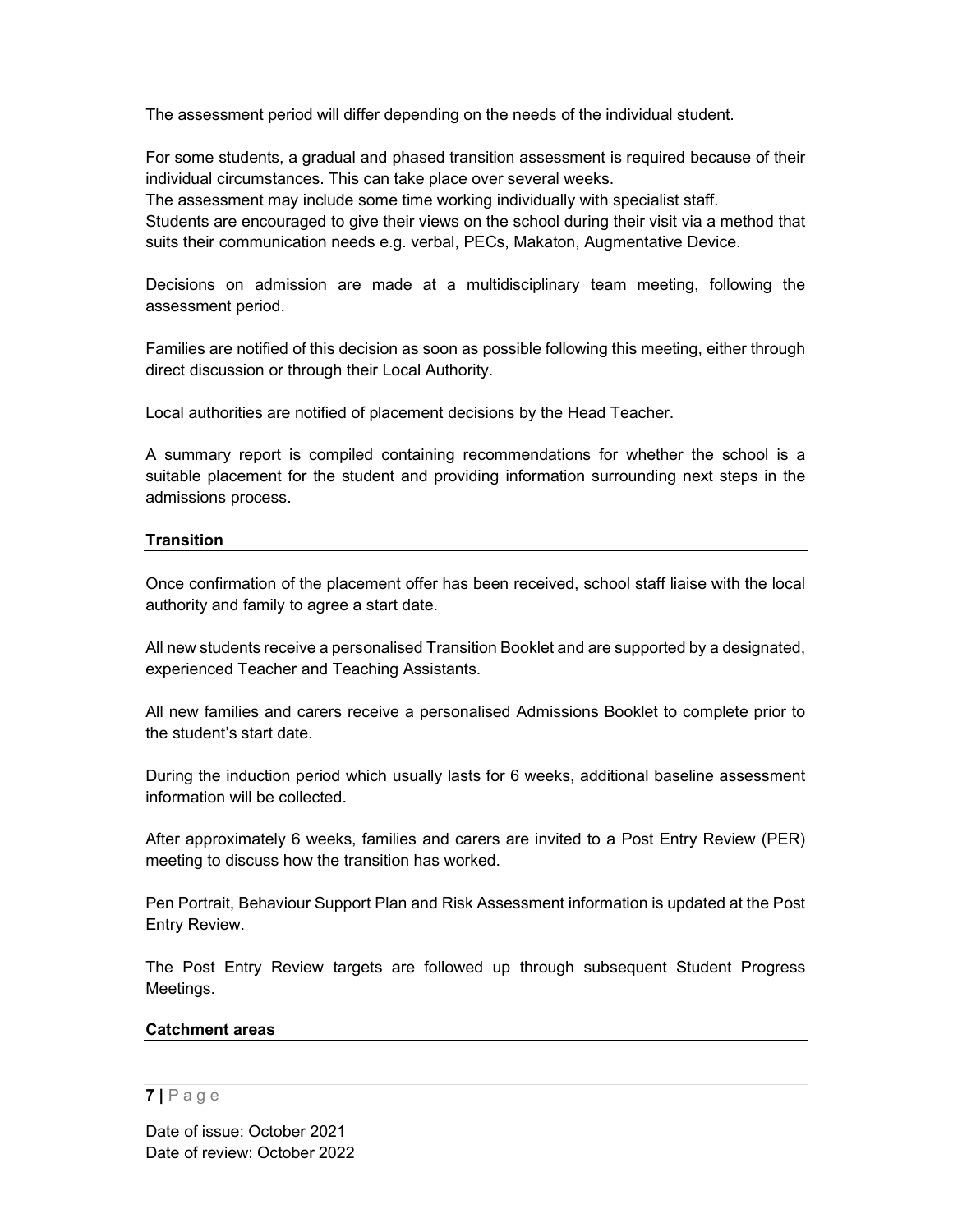The assessment period will differ depending on the needs of the individual student.

For some students, a gradual and phased transition assessment is required because of their individual circumstances. This can take place over several weeks.
The assessment may include some time working individually with specialist staff.
Students are encouraged to give their views on the school during their visit via a method that suits their communication needs e.g. verbal, PECs, Makaton, Augmentative Device.

Decisions on admission are made at a multidisciplinary team meeting, following the assessment period.

Families are notified of this decision as soon as possible following this meeting, either through direct discussion or through their Local Authority.

Local authorities are notified of placement decisions by the Head Teacher.

A summary report is compiled containing recommendations for whether the school is a suitable placement for the student and providing information surrounding next steps in the admissions process.

**Transition**

Once confirmation of the placement offer has been received, school staff liaise with the local authority and family to agree a start date.

All new students receive a personalised Transition Booklet and are supported by a designated, experienced Teacher and Teaching Assistants.

All new families and carers receive a personalised Admissions Booklet to complete prior to the student's start date.

During the induction period which usually lasts for 6 weeks, additional baseline assessment information will be collected.

After approximately 6 weeks, families and carers are invited to a Post Entry Review (PER) meeting to discuss how the transition has worked.

Pen Portrait, Behaviour Support Plan and Risk Assessment information is updated at the Post Entry Review.

The Post Entry Review targets are followed up through subsequent Student Progress Meetings.

**Catchment areas**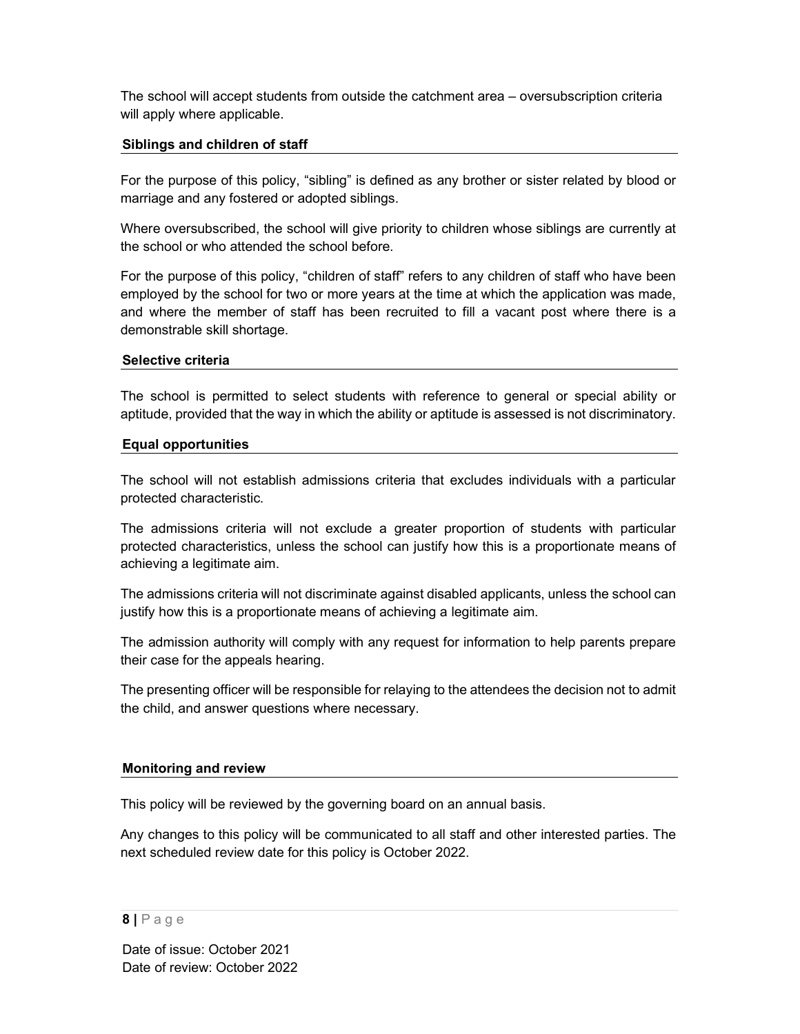The school will accept students from outside the catchment area – oversubscription criteria will apply where applicable.

### Siblings and children of staff

For the purpose of this policy, "sibling" is defined as any brother or sister related by blood or marriage and any fostered or adopted siblings.

Where oversubscribed, the school will give priority to children whose siblings are currently at the school or who attended the school before.

For the purpose of this policy, "children of staff" refers to any children of staff who have been employed by the school for two or more years at the time at which the application was made, and where the member of staff has been recruited to fill a vacant post where there is a demonstrable skill shortage.

### Selective criteria

The school is permitted to select students with reference to general or special ability or aptitude, provided that the way in which the ability or aptitude is assessed is not discriminatory.

### Equal opportunities

The school will not establish admissions criteria that excludes individuals with a particular protected characteristic.

The admissions criteria will not exclude a greater proportion of students with particular protected characteristics, unless the school can justify how this is a proportionate means of achieving a legitimate aim.

The admissions criteria will not discriminate against disabled applicants, unless the school can justify how this is a proportionate means of achieving a legitimate aim.

The admission authority will comply with any request for information to help parents prepare their case for the appeals hearing.

The presenting officer will be responsible for relaying to the attendees the decision not to admit the child, and answer questions where necessary.

### Monitoring and review

This policy will be reviewed by the governing board on an annual basis.

Any changes to this policy will be communicated to all staff and other interested parties. The next scheduled review date for this policy is October 2022.

Date of issue: October 2021
Date of review: October 2022